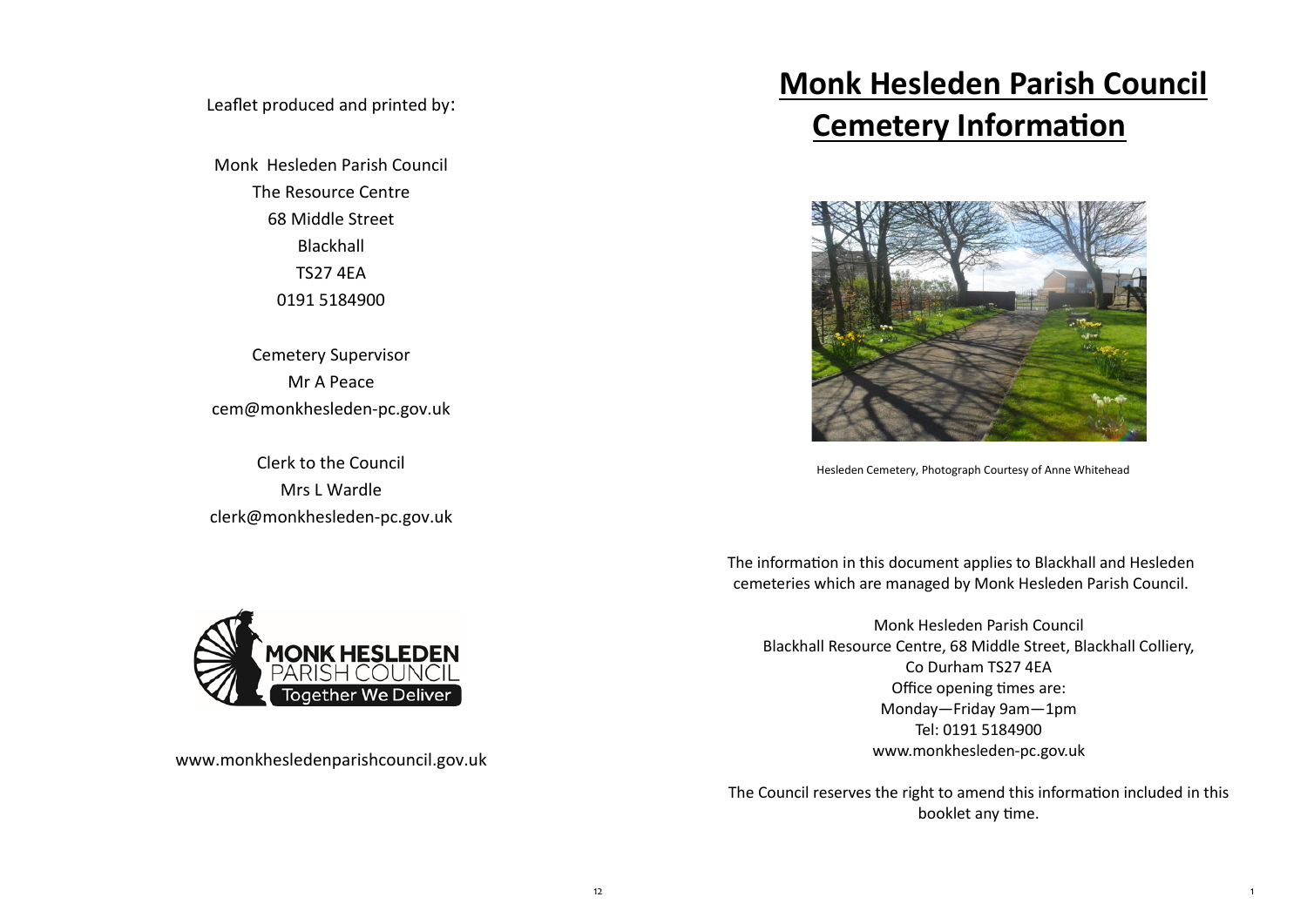Leaflet produced and printed by:

Monk Hesleden Parish Council
The Resource Centre
68 Middle Street
Blackhall
TS27 4EA
0191 5184900

Cemetery Supervisor
Mr A Peace
cem@monkhesleden-pc.gov.uk

Clerk to the Council
Mrs L Wardle
clerk@monkhesleden-pc.gov.uk

MONK HESLEDEN PARISH COUNCIL
Together We Deliver

www.monkhesledenparishcouncil.gov.uk

# Monk Hesleden Parish Council Cemetery Information

Hesleden Cemetery, Photograph Courtesy of Anne Whitehead

The information in this document applies to Blackhall and Hesleden cemeteries which are managed by Monk Hesleden Parish Council.

Monk Hesleden Parish Council
Blackhall Resource Centre, 68 Middle Street, Blackhall Colliery,
Co Durham TS27 4EA
Office opening times are:
Monday—Friday 9am—1pm
Tel: 0191 5184900
www.monkhesleden-pc.gov.uk

The Council reserves the right to amend this information included in this booklet any time.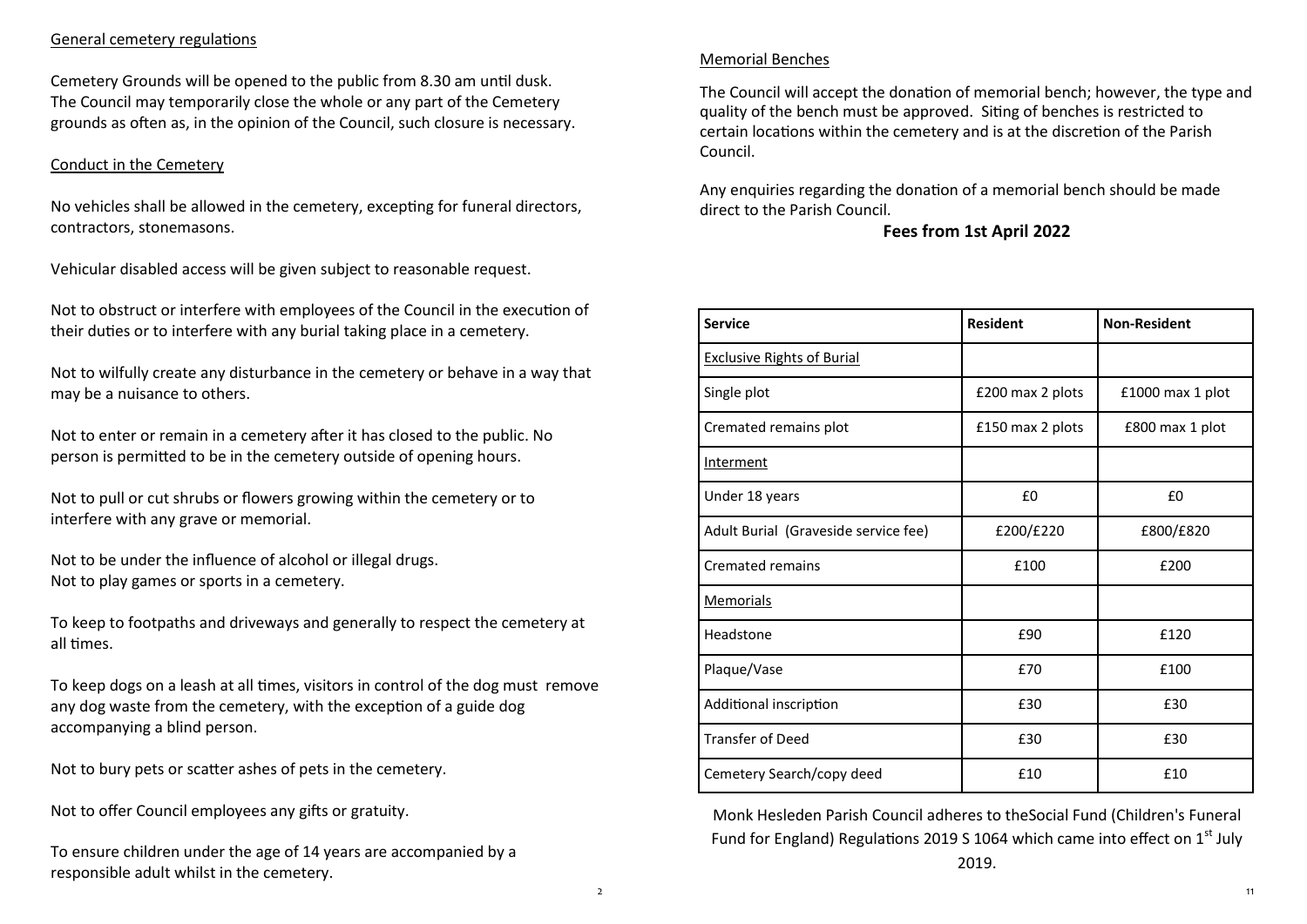## General cemetery regulations

Cemetery Grounds will be opened to the public from 8.30 am until dusk. The Council may temporarily close the whole or any part of the Cemetery grounds as often as, in the opinion of the Council, such closure is necessary.

## Conduct in the Cemetery

No vehicles shall be allowed in the cemetery, excepting for funeral directors, contractors, stonemasons.

Vehicular disabled access will be given subject to reasonable request.

Not to obstruct or interfere with employees of the Council in the execution of their duties or to interfere with any burial taking place in a cemetery.

Not to wilfully create any disturbance in the cemetery or behave in a way that may be a nuisance to others.

Not to enter or remain in a cemetery after it has closed to the public. No person is permitted to be in the cemetery outside of opening hours.

Not to pull or cut shrubs or flowers growing within the cemetery or to interfere with any grave or memorial.

Not to be under the influence of alcohol or illegal drugs.
Not to play games or sports in a cemetery.

To keep to footpaths and driveways and generally to respect the cemetery at all times.

To keep dogs on a leash at all times, visitors in control of the dog must remove any dog waste from the cemetery, with the exception of a guide dog accompanying a blind person.

Not to bury pets or scatter ashes of pets in the cemetery.

Not to offer Council employees any gifts or gratuity.

To ensure children under the age of 14 years are accompanied by a responsible adult whilst in the cemetery.

## Memorial Benches

The Council will accept the donation of memorial bench; however, the type and quality of the bench must be approved. Siting of benches is restricted to certain locations within the cemetery and is at the discretion of the Parish Council.

Any enquiries regarding the donation of a memorial bench should be made direct to the Parish Council.

**Fees from 1st April 2022**

| Service | Resident | Non-Resident |
|---|---|---|
| Exclusive Rights of Burial | | |
| Single plot | £200 max 2 plots | £1000 max 1 plot |
| Cremated remains plot | £150 max 2 plots | £800 max 1 plot |
| Interment | | |
| Under 18 years | £0 | £0 |
| Adult Burial (Graveside service fee) | £200/£220 | £800/£820 |
| Cremated remains | £100 | £200 |
| Memorials | | |
| Headstone | £90 | £120 |
| Plaque/Vase | £70 | £100 |
| Additional inscription | £30 | £30 |
| Transfer of Deed | £30 | £30 |
| Cemetery Search/copy deed | £10 | £10 |

Monk Hesleden Parish Council adheres to theSocial Fund (Children's Funeral Fund for England) Regulations 2019 S 1064 which came into effect on 1st July 2019.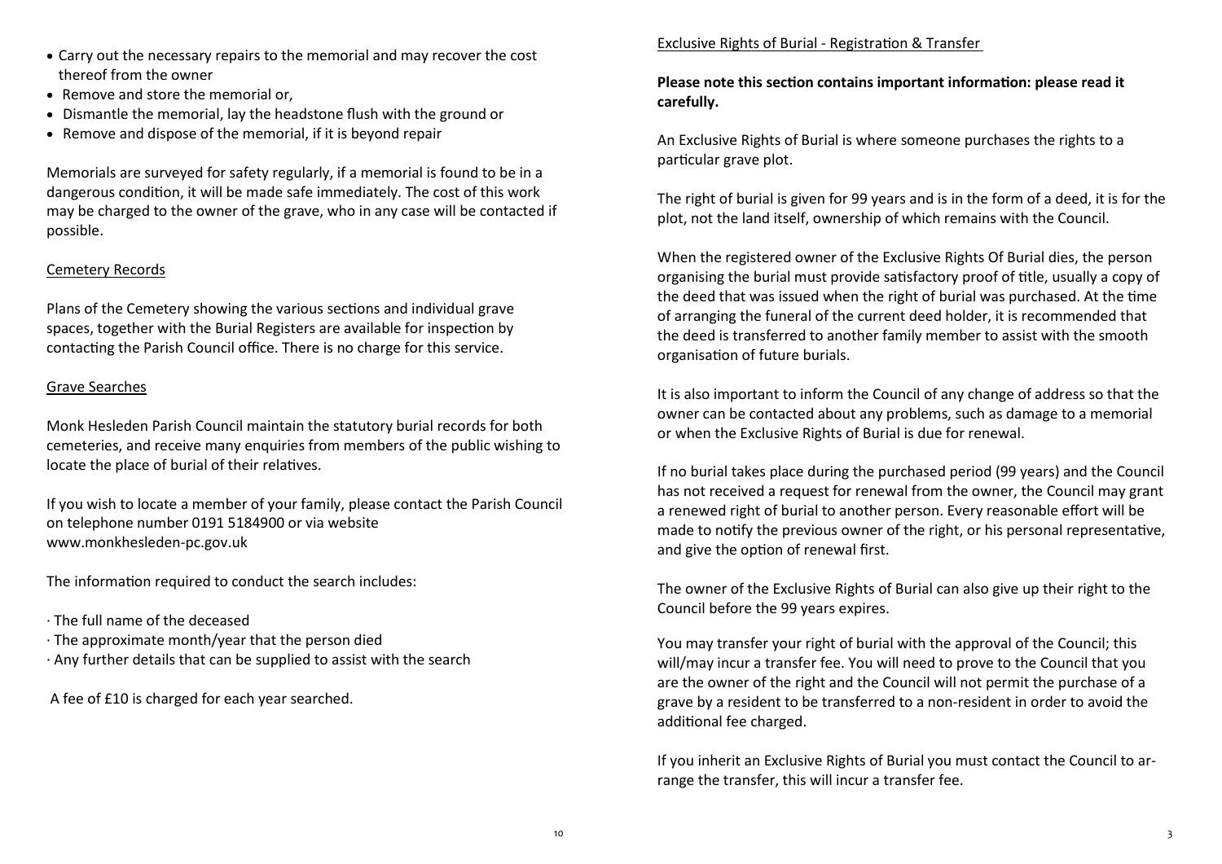- Carry out the necessary repairs to the memorial and may recover the cost thereof from the owner
- Remove and store the memorial or,
- Dismantle the memorial, lay the headstone flush with the ground or
- Remove and dispose of the memorial, if it is beyond repair

Memorials are surveyed for safety regularly, if a memorial is found to be in a dangerous condition, it will be made safe immediately. The cost of this work may be charged to the owner of the grave, who in any case will be contacted if possible.

## Cemetery Records

Plans of the Cemetery showing the various sections and individual grave spaces, together with the Burial Registers are available for inspection by contacting the Parish Council office. There is no charge for this service.

## Grave Searches

Monk Hesleden Parish Council maintain the statutory burial records for both cemeteries, and receive many enquiries from members of the public wishing to locate the place of burial of their relatives.

If you wish to locate a member of your family, please contact the Parish Council on telephone number 0191 5184900 or via website www.monkhesleden-pc.gov.uk

The information required to conduct the search includes:

· The full name of the deceased
· The approximate month/year that the person died
· Any further details that can be supplied to assist with the search

A fee of £10 is charged for each year searched.

## Exclusive Rights of Burial - Registration & Transfer

**Please note this section contains important information: please read it carefully.**

An Exclusive Rights of Burial is where someone purchases the rights to a particular grave plot.

The right of burial is given for 99 years and is in the form of a deed, it is for the plot, not the land itself, ownership of which remains with the Council.

When the registered owner of the Exclusive Rights Of Burial dies, the person organising the burial must provide satisfactory proof of title, usually a copy of the deed that was issued when the right of burial was purchased. At the time of arranging the funeral of the current deed holder, it is recommended that the deed is transferred to another family member to assist with the smooth organisation of future burials.

It is also important to inform the Council of any change of address so that the owner can be contacted about any problems, such as damage to a memorial or when the Exclusive Rights of Burial is due for renewal.

If no burial takes place during the purchased period (99 years) and the Council has not received a request for renewal from the owner, the Council may grant a renewed right of burial to another person. Every reasonable effort will be made to notify the previous owner of the right, or his personal representative, and give the option of renewal first.

The owner of the Exclusive Rights of Burial can also give up their right to the Council before the 99 years expires.

You may transfer your right of burial with the approval of the Council; this will/may incur a transfer fee. You will need to prove to the Council that you are the owner of the right and the Council will not permit the purchase of a grave by a resident to be transferred to a non-resident in order to avoid the additional fee charged.

If you inherit an Exclusive Rights of Burial you must contact the Council to arrange the transfer, this will incur a transfer fee.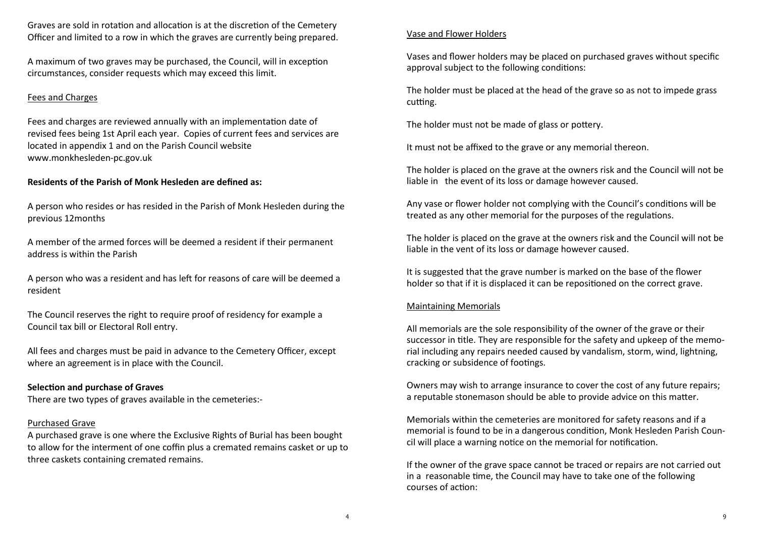Graves are sold in rotation and allocation is at the discretion of the Cemetery Officer and limited to a row in which the graves are currently being prepared.

A maximum of two graves may be purchased, the Council, will in exception circumstances, consider requests which may exceed this limit.

## Fees and Charges

Fees and charges are reviewed annually with an implementation date of revised fees being 1st April each year. Copies of current fees and services are located in appendix 1 and on the Parish Council website www.monkhesleden-pc.gov.uk

**Residents of the Parish of Monk Hesleden are defined as:**

A person who resides or has resided in the Parish of Monk Hesleden during the previous 12months

A member of the armed forces will be deemed a resident if their permanent address is within the Parish

A person who was a resident and has left for reasons of care will be deemed a resident

The Council reserves the right to require proof of residency for example a Council tax bill or Electoral Roll entry.

All fees and charges must be paid in advance to the Cemetery Officer, except where an agreement is in place with the Council.

## Selection and purchase of Graves

There are two types of graves available in the cemeteries:-

### Purchased Grave

A purchased grave is one where the Exclusive Rights of Burial has been bought to allow for the interment of one coffin plus a cremated remains casket or up to three caskets containing cremated remains.

## Vase and Flower Holders

Vases and flower holders may be placed on purchased graves without specific approval subject to the following conditions:

The holder must be placed at the head of the grave so as not to impede grass cutting.

The holder must not be made of glass or pottery.

It must not be affixed to the grave or any memorial thereon.

The holder is placed on the grave at the owners risk and the Council will not be liable in the event of its loss or damage however caused.

Any vase or flower holder not complying with the Council's conditions will be treated as any other memorial for the purposes of the regulations.

The holder is placed on the grave at the owners risk and the Council will not be liable in the vent of its loss or damage however caused.

It is suggested that the grave number is marked on the base of the flower holder so that if it is displaced it can be repositioned on the correct grave.

## Maintaining Memorials

All memorials are the sole responsibility of the owner of the grave or their successor in title. They are responsible for the safety and upkeep of the memorial including any repairs needed caused by vandalism, storm, wind, lightning, cracking or subsidence of footings.

Owners may wish to arrange insurance to cover the cost of any future repairs; a reputable stonemason should be able to provide advice on this matter.

Memorials within the cemeteries are monitored for safety reasons and if a memorial is found to be in a dangerous condition, Monk Hesleden Parish Council will place a warning notice on the memorial for notification.

If the owner of the grave space cannot be traced or repairs are not carried out in a reasonable time, the Council may have to take one of the following courses of action: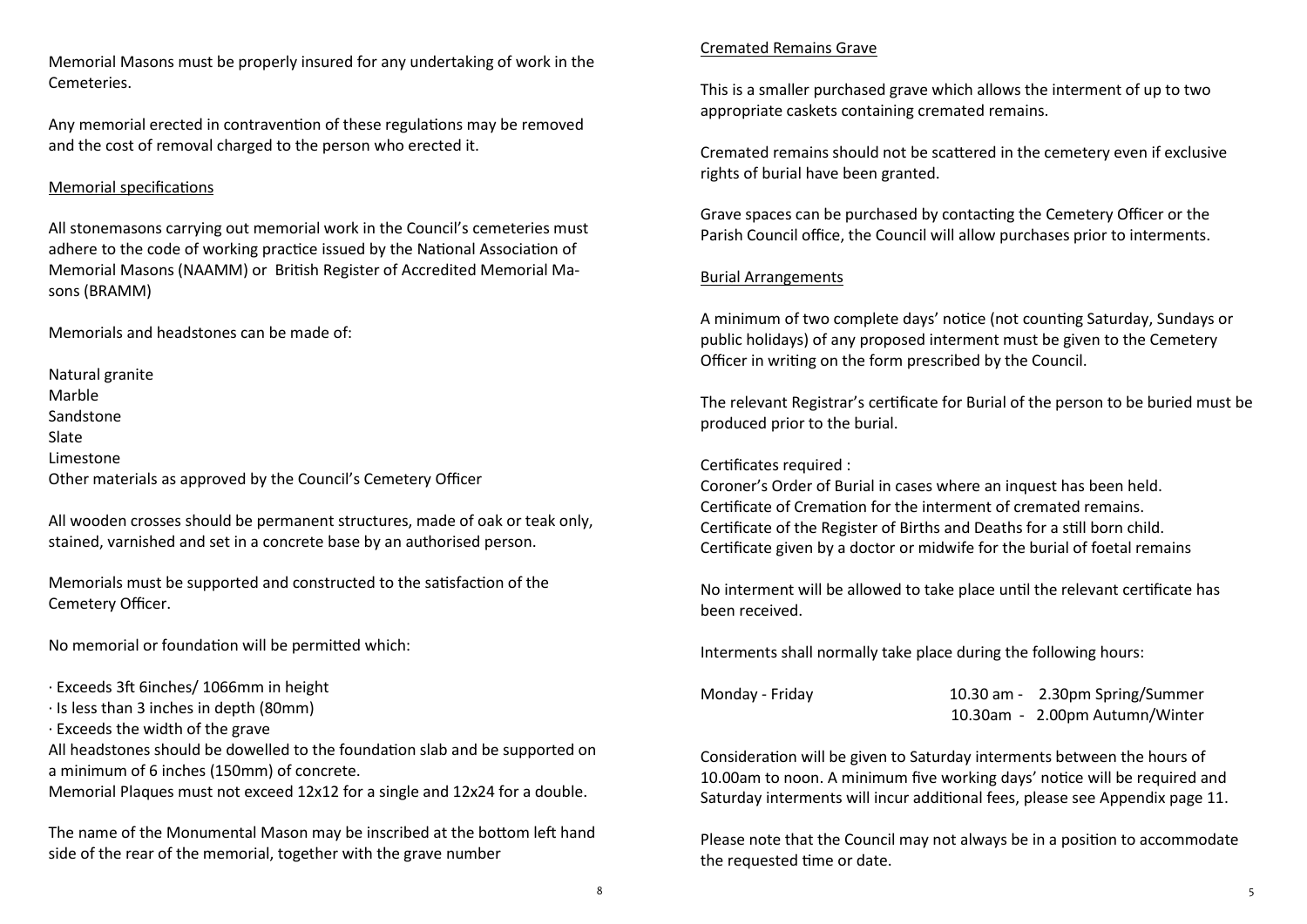Memorial Masons must be properly insured for any undertaking of work in the Cemeteries.

Any memorial erected in contravention of these regulations may be removed and the cost of removal charged to the person who erected it.

## Memorial specifications

All stonemasons carrying out memorial work in the Council's cemeteries must adhere to the code of working practice issued by the National Association of Memorial Masons (NAAMM) or British Register of Accredited Memorial Masons (BRAMM)

Memorials and headstones can be made of:

Natural granite
Marble
Sandstone
Slate
Limestone
Other materials as approved by the Council's Cemetery Officer

All wooden crosses should be permanent structures, made of oak or teak only, stained, varnished and set in a concrete base by an authorised person.

Memorials must be supported and constructed to the satisfaction of the Cemetery Officer.

No memorial or foundation will be permitted which:

- Exceeds 3ft 6inches/ 1066mm in height
- Is less than 3 inches in depth (80mm)
- Exceeds the width of the grave

All headstones should be dowelled to the foundation slab and be supported on a minimum of 6 inches (150mm) of concrete.
Memorial Plaques must not exceed 12x12 for a single and 12x24 for a double.

The name of the Monumental Mason may be inscribed at the bottom left hand side of the rear of the memorial, together with the grave number

## Cremated Remains Grave

This is a smaller purchased grave which allows the interment of up to two appropriate caskets containing cremated remains.

Cremated remains should not be scattered in the cemetery even if exclusive rights of burial have been granted.

Grave spaces can be purchased by contacting the Cemetery Officer or the Parish Council office, the Council will allow purchases prior to interments.

## Burial Arrangements

A minimum of two complete days' notice (not counting Saturday, Sundays or public holidays) of any proposed interment must be given to the Cemetery Officer in writing on the form prescribed by the Council.

The relevant Registrar's certificate for Burial of the person to be buried must be produced prior to the burial.

Certificates required :
Coroner's Order of Burial in cases where an inquest has been held.
Certificate of Cremation for the interment of cremated remains.
Certificate of the Register of Births and Deaths for a still born child.
Certificate given by a doctor or midwife for the burial of foetal remains

No interment will be allowed to take place until the relevant certificate has been received.

Interments shall normally take place during the following hours:

| | |
|---|---|
| Monday - Friday | 10.30 am - 2.30pm Spring/Summer |
| | 10.30am - 2.00pm Autumn/Winter |

Consideration will be given to Saturday interments between the hours of 10.00am to noon. A minimum five working days' notice will be required and Saturday interments will incur additional fees, please see Appendix page 11.

Please note that the Council may not always be in a position to accommodate the requested time or date.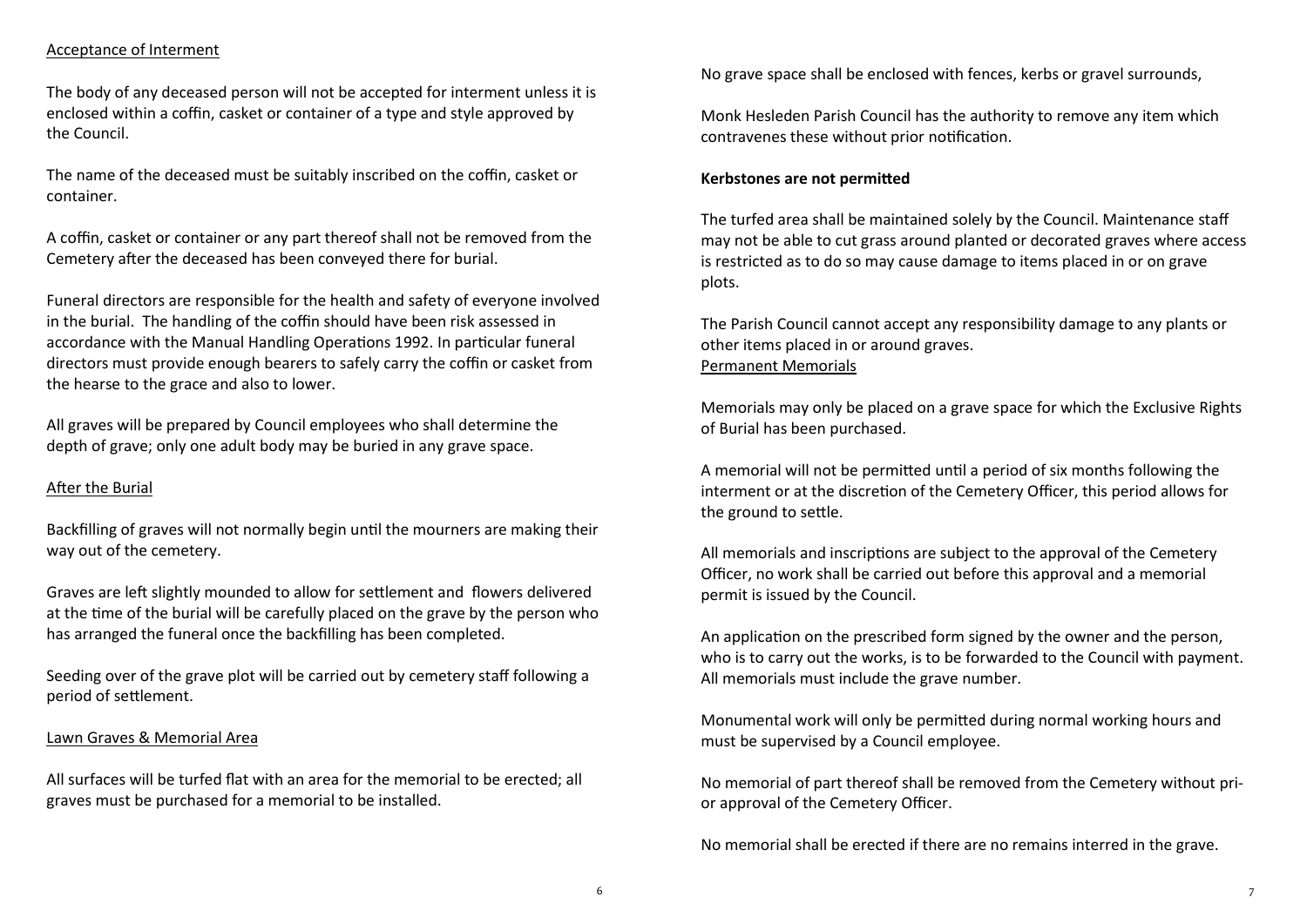## Acceptance of Interment

The body of any deceased person will not be accepted for interment unless it is enclosed within a coffin, casket or container of a type and style approved by the Council.

The name of the deceased must be suitably inscribed on the coffin, casket or container.

A coffin, casket or container or any part thereof shall not be removed from the Cemetery after the deceased has been conveyed there for burial.

Funeral directors are responsible for the health and safety of everyone involved in the burial. The handling of the coffin should have been risk assessed in accordance with the Manual Handling Operations 1992. In particular funeral directors must provide enough bearers to safely carry the coffin or casket from the hearse to the grace and also to lower.

All graves will be prepared by Council employees who shall determine the depth of grave; only one adult body may be buried in any grave space.

## After the Burial

Backfilling of graves will not normally begin until the mourners are making their way out of the cemetery.

Graves are left slightly mounded to allow for settlement and flowers delivered at the time of the burial will be carefully placed on the grave by the person who has arranged the funeral once the backfilling has been completed.

Seeding over of the grave plot will be carried out by cemetery staff following a period of settlement.

## Lawn Graves & Memorial Area

All surfaces will be turfed flat with an area for the memorial to be erected; all graves must be purchased for a memorial to be installed.

No grave space shall be enclosed with fences, kerbs or gravel surrounds,

Monk Hesleden Parish Council has the authority to remove any item which contravenes these without prior notification.

**Kerbstones are not permitted**

The turfed area shall be maintained solely by the Council. Maintenance staff may not be able to cut grass around planted or decorated graves where access is restricted as to do so may cause damage to items placed in or on grave plots.

The Parish Council cannot accept any responsibility damage to any plants or other items placed in or around graves.

## Permanent Memorials

Memorials may only be placed on a grave space for which the Exclusive Rights of Burial has been purchased.

A memorial will not be permitted until a period of six months following the interment or at the discretion of the Cemetery Officer, this period allows for the ground to settle.

All memorials and inscriptions are subject to the approval of the Cemetery Officer, no work shall be carried out before this approval and a memorial permit is issued by the Council.

An application on the prescribed form signed by the owner and the person, who is to carry out the works, is to be forwarded to the Council with payment. All memorials must include the grave number.

Monumental work will only be permitted during normal working hours and must be supervised by a Council employee.

No memorial of part thereof shall be removed from the Cemetery without prior approval of the Cemetery Officer.

No memorial shall be erected if there are no remains interred in the grave.